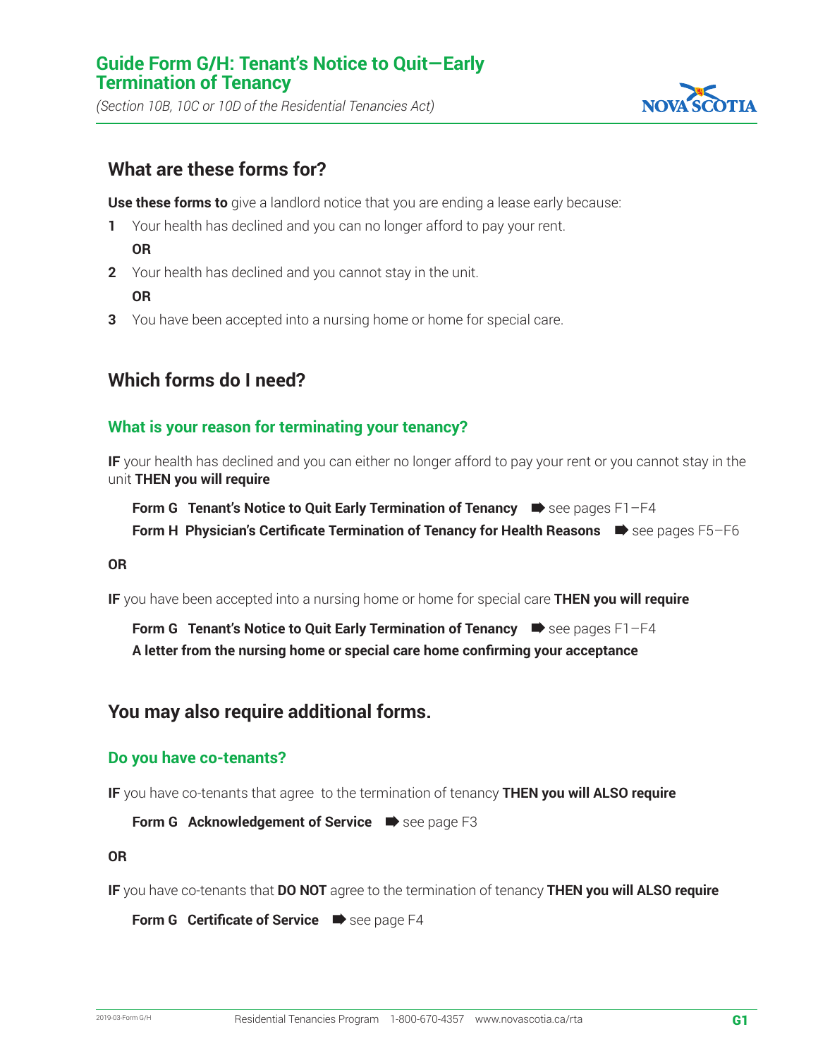# Guide Form G/H: Tenant's Notice to Quit—Early Termination of Tenancy

*(Section 10B, 10C or 10D of the Residential Tenancies Act)*

## What are these forms for?

**Use these forms to** give a landlord notice that you are ending a lease early because:

1. Your health has declined and you can no longer afford to pay your rent.

   **OR**

2. Your health has declined and you cannot stay in the unit.

   **OR**

3. You have been accepted into a nursing home or home for special care.

## Which forms do I need?

### What is your reason for terminating your tenancy?

**IF** your health has declined and you can either no longer afford to pay your rent or you cannot stay in the unit **THEN you will require**

- **Form G Tenant's Notice to Quit Early Termination of Tenancy** ➡ see pages F1–F4
- **Form H Physician's Certificate Termination of Tenancy for Health Reasons** ➡ see pages F5–F6

**OR**

**IF** you have been accepted into a nursing home or home for special care **THEN you will require**

- **Form G Tenant's Notice to Quit Early Termination of Tenancy** ➡ see pages F1–F4
- **A letter from the nursing home or special care home confirming your acceptance**

## You may also require additional forms.

### Do you have co-tenants?

**IF** you have co-tenants that agree to the termination of tenancy **THEN you will ALSO require**

- **Form G Acknowledgement of Service** ➡ see page F3

**OR**

**IF** you have co-tenants that **DO NOT** agree to the termination of tenancy **THEN you will ALSO require**

- **Form G Certificate of Service** ➡ see page F4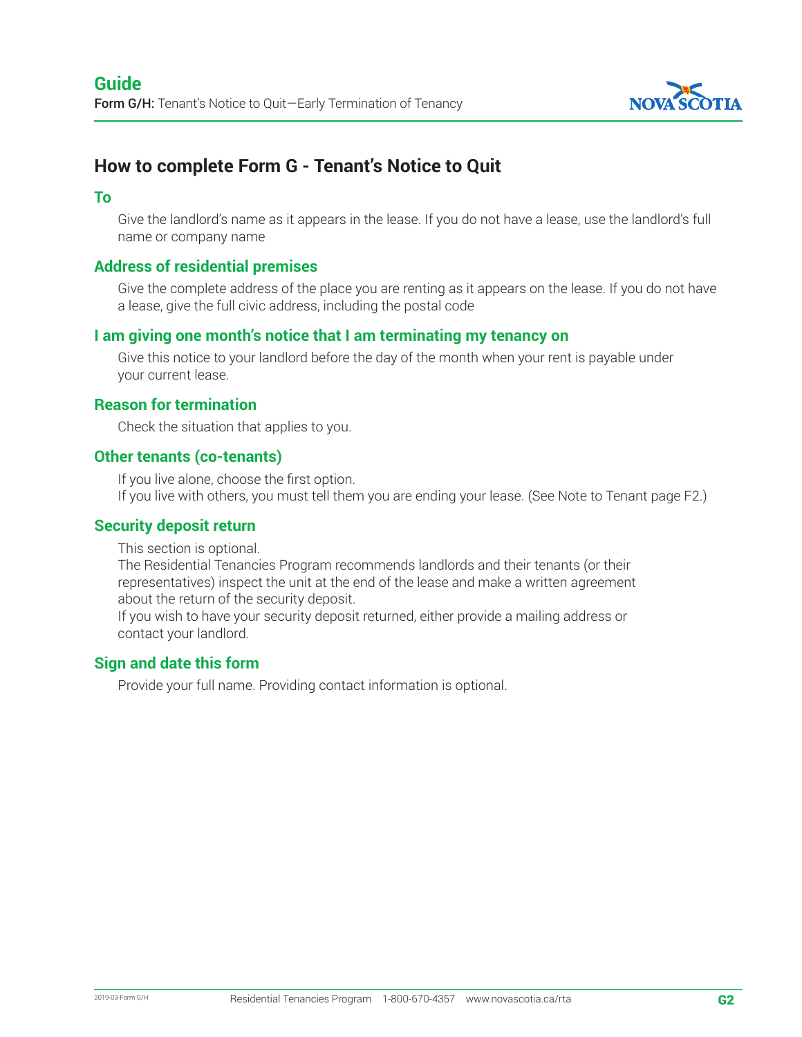# How to complete Form G - Tenant's Notice to Quit

### To

Give the landlord's name as it appears in the lease. If you do not have a lease, use the landlord's full name or company name

### Address of residential premises

Give the complete address of the place you are renting as it appears on the lease. If you do not have a lease, give the full civic address, including the postal code

### I am giving one month's notice that I am terminating my tenancy on

Give this notice to your landlord before the day of the month when your rent is payable under your current lease.

### Reason for termination

Check the situation that applies to you.

### Other tenants (co-tenants)

If you live alone, choose the first option.
If you live with others, you must tell them you are ending your lease. (See Note to Tenant page F2.)

### Security deposit return

This section is optional.
The Residential Tenancies Program recommends landlords and their tenants (or their representatives) inspect the unit at the end of the lease and make a written agreement about the return of the security deposit.
If you wish to have your security deposit returned, either provide a mailing address or contact your landlord.

### Sign and date this form

Provide your full name. Providing contact information is optional.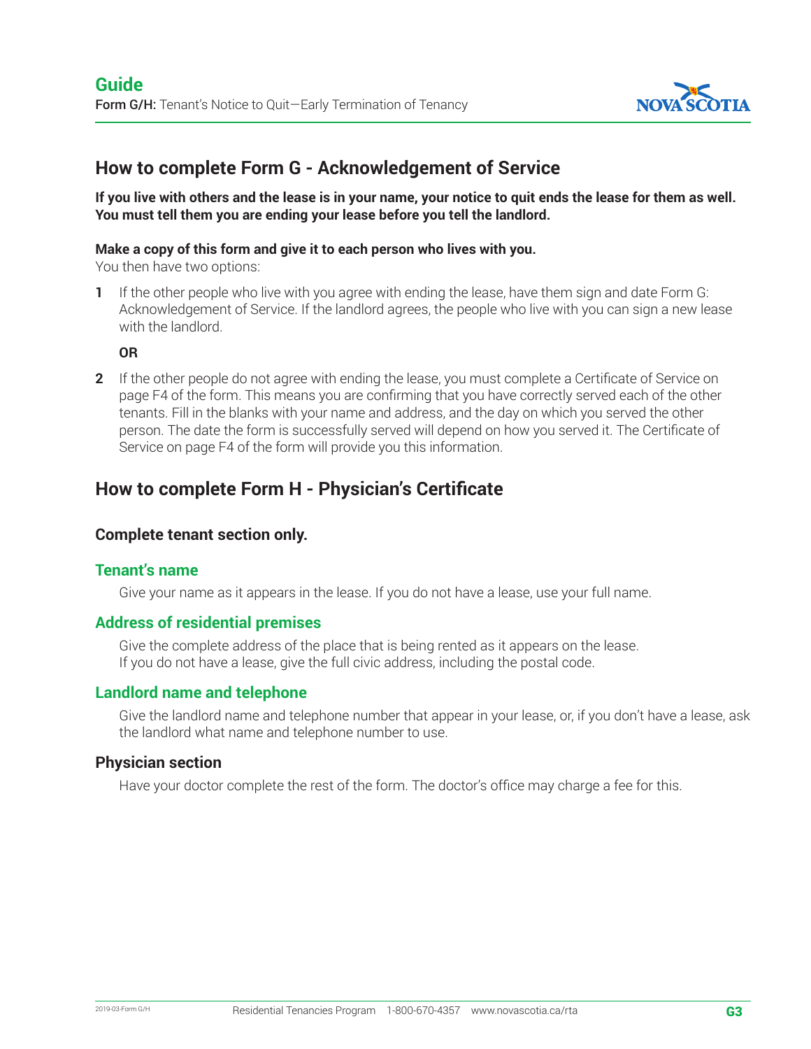## How to complete Form G - Acknowledgement of Service

**If you live with others and the lease is in your name, your notice to quit ends the lease for them as well. You must tell them you are ending your lease before you tell the landlord.**

**Make a copy of this form and give it to each person who lives with you.**
You then have two options:

1. If the other people who live with you agree with ending the lease, have them sign and date Form G: Acknowledgement of Service. If the landlord agrees, the people who live with you can sign a new lease with the landlord.

   **OR**

2. If the other people do not agree with ending the lease, you must complete a Certificate of Service on page F4 of the form. This means you are confirming that you have correctly served each of the other tenants. Fill in the blanks with your name and address, and the day on which you served the other person. The date the form is successfully served will depend on how you served it. The Certificate of Service on page F4 of the form will provide you this information.

## How to complete Form H - Physician's Certificate

### Complete tenant section only.

### Tenant's name

Give your name as it appears in the lease. If you do not have a lease, use your full name.

### Address of residential premises

Give the complete address of the place that is being rented as it appears on the lease. If you do not have a lease, give the full civic address, including the postal code.

### Landlord name and telephone

Give the landlord name and telephone number that appear in your lease, or, if you don't have a lease, ask the landlord what name and telephone number to use.

### Physician section

Have your doctor complete the rest of the form. The doctor's office may charge a fee for this.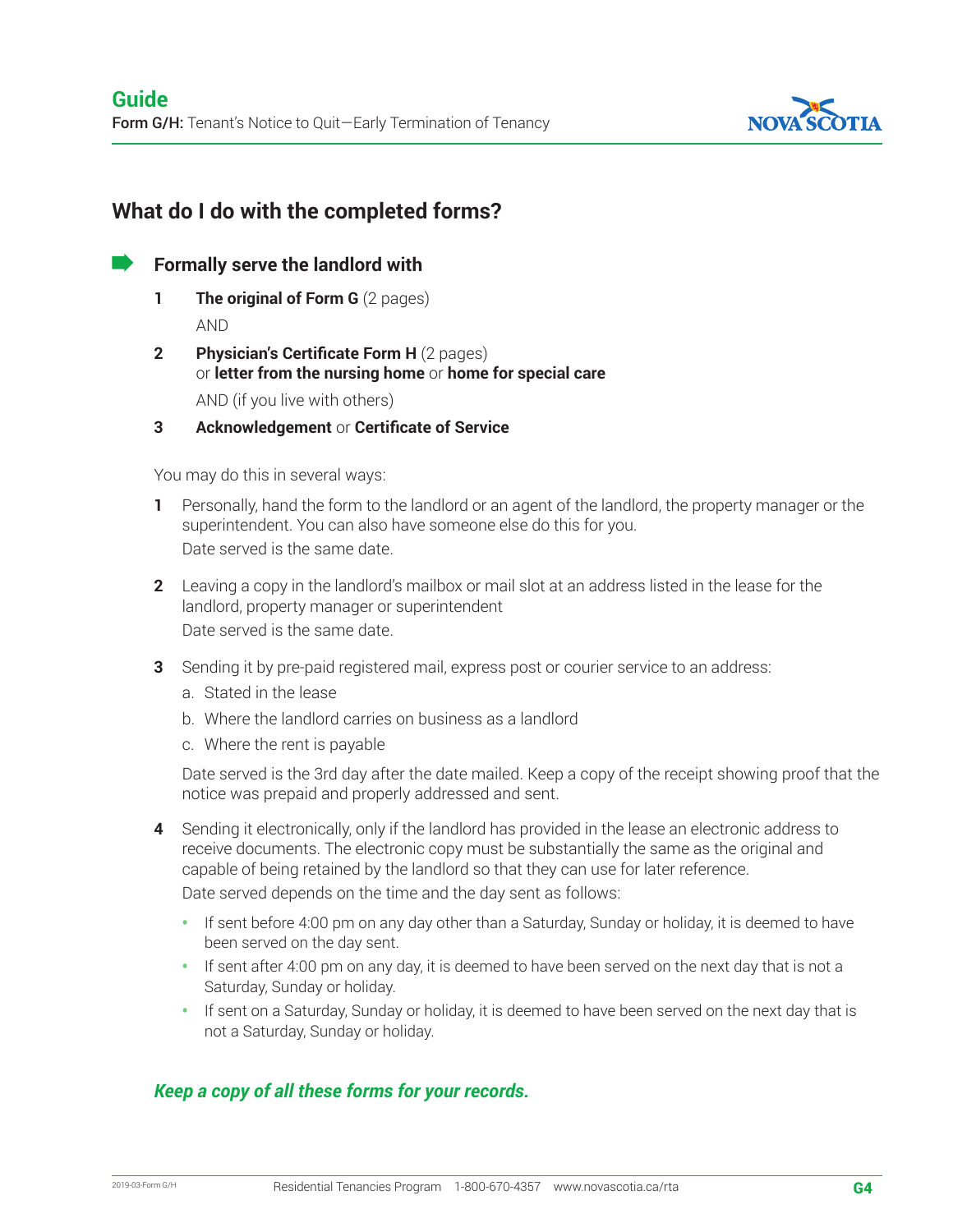## What do I do with the completed forms?

### Formally serve the landlord with

1. **The original of Form G** (2 pages)

   AND

2. **Physician's Certificate Form H** (2 pages) or **letter from the nursing home** or **home for special care**

   AND (if you live with others)

3. **Acknowledgement** or **Certificate of Service**

You may do this in several ways:

1. Personally, hand the form to the landlord or an agent of the landlord, the property manager or the superintendent. You can also have someone else do this for you.
   Date served is the same date.

2. Leaving a copy in the landlord's mailbox or mail slot at an address listed in the lease for the landlord, property manager or superintendent
   Date served is the same date.

3. Sending it by pre-paid registered mail, express post or courier service to an address:
   a. Stated in the lease
   b. Where the landlord carries on business as a landlord
   c. Where the rent is payable

   Date served is the 3rd day after the date mailed. Keep a copy of the receipt showing proof that the notice was prepaid and properly addressed and sent.

4. Sending it electronically, only if the landlord has provided in the lease an electronic address to receive documents. The electronic copy must be substantially the same as the original and capable of being retained by the landlord so that they can use for later reference.
   Date served depends on the time and the day sent as follows:
   - If sent before 4:00 pm on any day other than a Saturday, Sunday or holiday, it is deemed to have been served on the day sent.
   - If sent after 4:00 pm on any day, it is deemed to have been served on the next day that is not a Saturday, Sunday or holiday.
   - If sent on a Saturday, Sunday or holiday, it is deemed to have been served on the next day that is not a Saturday, Sunday or holiday.

***Keep a copy of all these forms for your records.***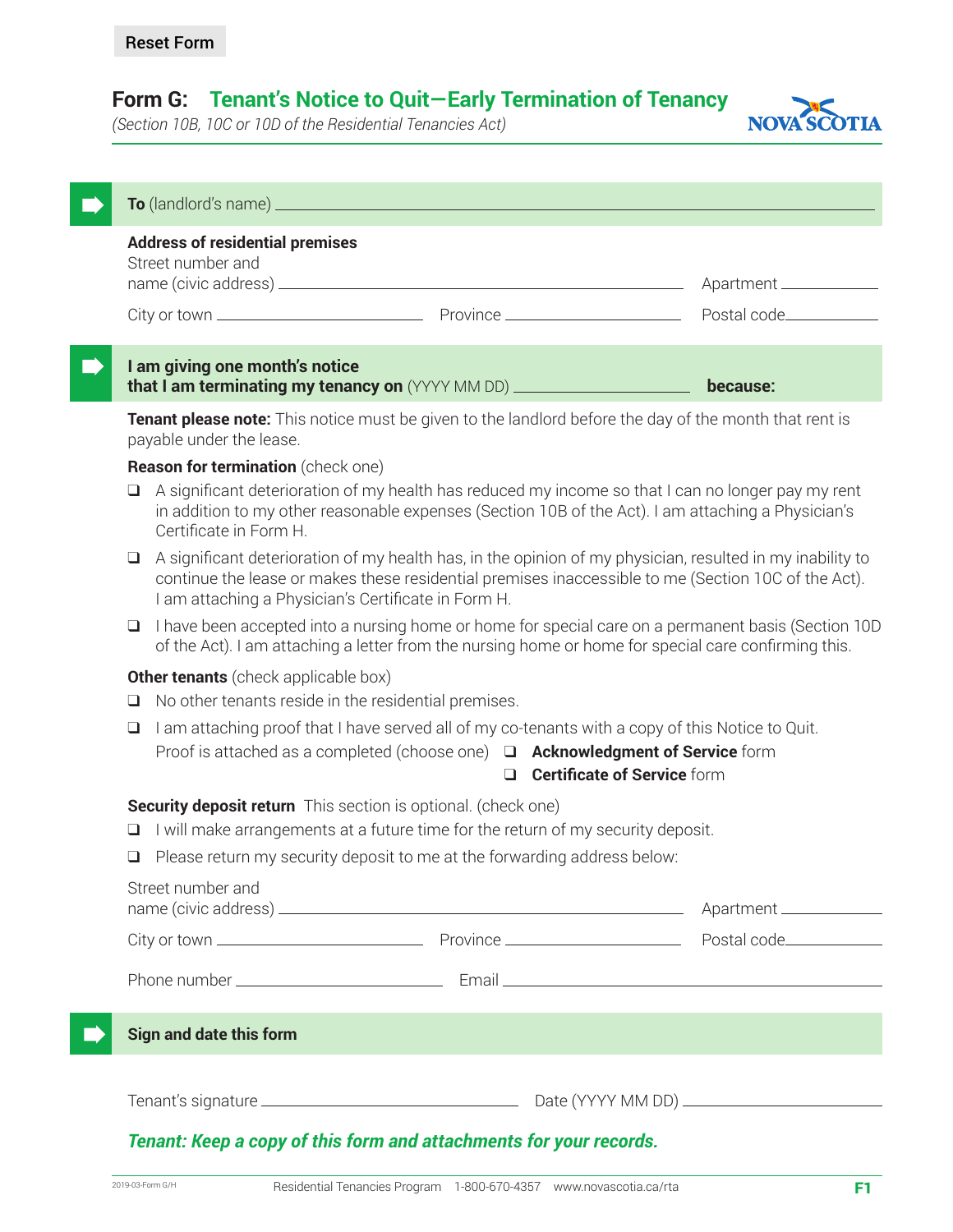Reset Form

# Form G: Tenant's Notice to Quit—Early Termination of Tenancy

*(Section 10B, 10C or 10D of the Residential Tenancies Act)*

NOVA SCOTIA

**To** (landlord's name) ______________________________

**Address of residential premises**

Street number and name (civic address) ______________________________ Apartment __________

City or town __________________ Province __________________ Postal code __________

**I am giving one month's notice that I am terminating my tenancy on** (YYYY MM DD) __________________ **because:**

**Tenant please note:** This notice must be given to the landlord before the day of the month that rent is payable under the lease.

**Reason for termination** (check one)

- ❑ A significant deterioration of my health has reduced my income so that I can no longer pay my rent in addition to my other reasonable expenses (Section 10B of the Act). I am attaching a Physician's Certificate in Form H.
- ❑ A significant deterioration of my health has, in the opinion of my physician, resulted in my inability to continue the lease or makes these residential premises inaccessible to me (Section 10C of the Act). I am attaching a Physician's Certificate in Form H.
- ❑ I have been accepted into a nursing home or home for special care on a permanent basis (Section 10D of the Act). I am attaching a letter from the nursing home or home for special care confirming this.

**Other tenants** (check applicable box)

- ❑ No other tenants reside in the residential premises.
- ❑ I am attaching proof that I have served all of my co-tenants with a copy of this Notice to Quit. Proof is attached as a completed (choose one)
  - ❑ **Acknowledgment of Service** form
  - ❑ **Certificate of Service** form

**Security deposit return** This section is optional. (check one)

- ❑ I will make arrangements at a future time for the return of my security deposit.
- ❑ Please return my security deposit to me at the forwarding address below:

Street number and name (civic address) ______________________________ Apartment __________

City or town __________________ Province __________________ Postal code __________

Phone number __________________ Email ______________________________

**Sign and date this form**

Tenant's signature ______________________________ Date (YYYY MM DD) __________________

***Tenant: Keep a copy of this form and attachments for your records.***

2019-03-Form G/H Residential Tenancies Program 1-800-670-4357 www.novascotia.ca/rta F1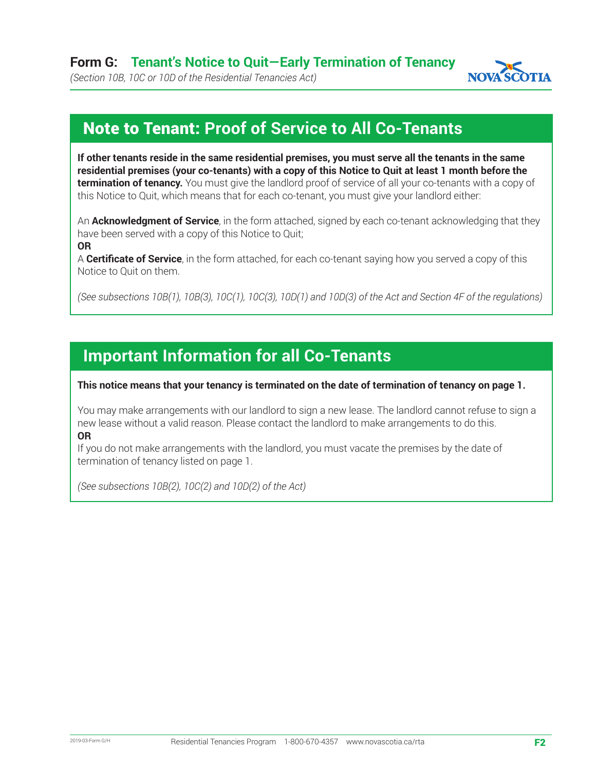# Form G: Tenant's Notice to Quit—Early Termination of Tenancy

*(Section 10B, 10C or 10D of the Residential Tenancies Act)*

## Note to Tenant: Proof of Service to All Co-Tenants

**If other tenants reside in the same residential premises, you must serve all the tenants in the same residential premises (your co-tenants) with a copy of this Notice to Quit at least 1 month before the termination of tenancy.** You must give the landlord proof of service of all your co-tenants with a copy of this Notice to Quit, which means that for each co-tenant, you must give your landlord either:

An **Acknowledgment of Service**, in the form attached, signed by each co-tenant acknowledging that they have been served with a copy of this Notice to Quit;

**OR**

A **Certificate of Service**, in the form attached, for each co-tenant saying how you served a copy of this Notice to Quit on them.

*(See subsections 10B(1), 10B(3), 10C(1), 10C(3), 10D(1) and 10D(3) of the Act and Section 4F of the regulations)*

## Important Information for all Co-Tenants

**This notice means that your tenancy is terminated on the date of termination of tenancy on page 1.**

You may make arrangements with our landlord to sign a new lease. The landlord cannot refuse to sign a new lease without a valid reason. Please contact the landlord to make arrangements to do this.

**OR**

If you do not make arrangements with the landlord, you must vacate the premises by the date of termination of tenancy listed on page 1.

*(See subsections 10B(2), 10C(2) and 10D(2) of the Act)*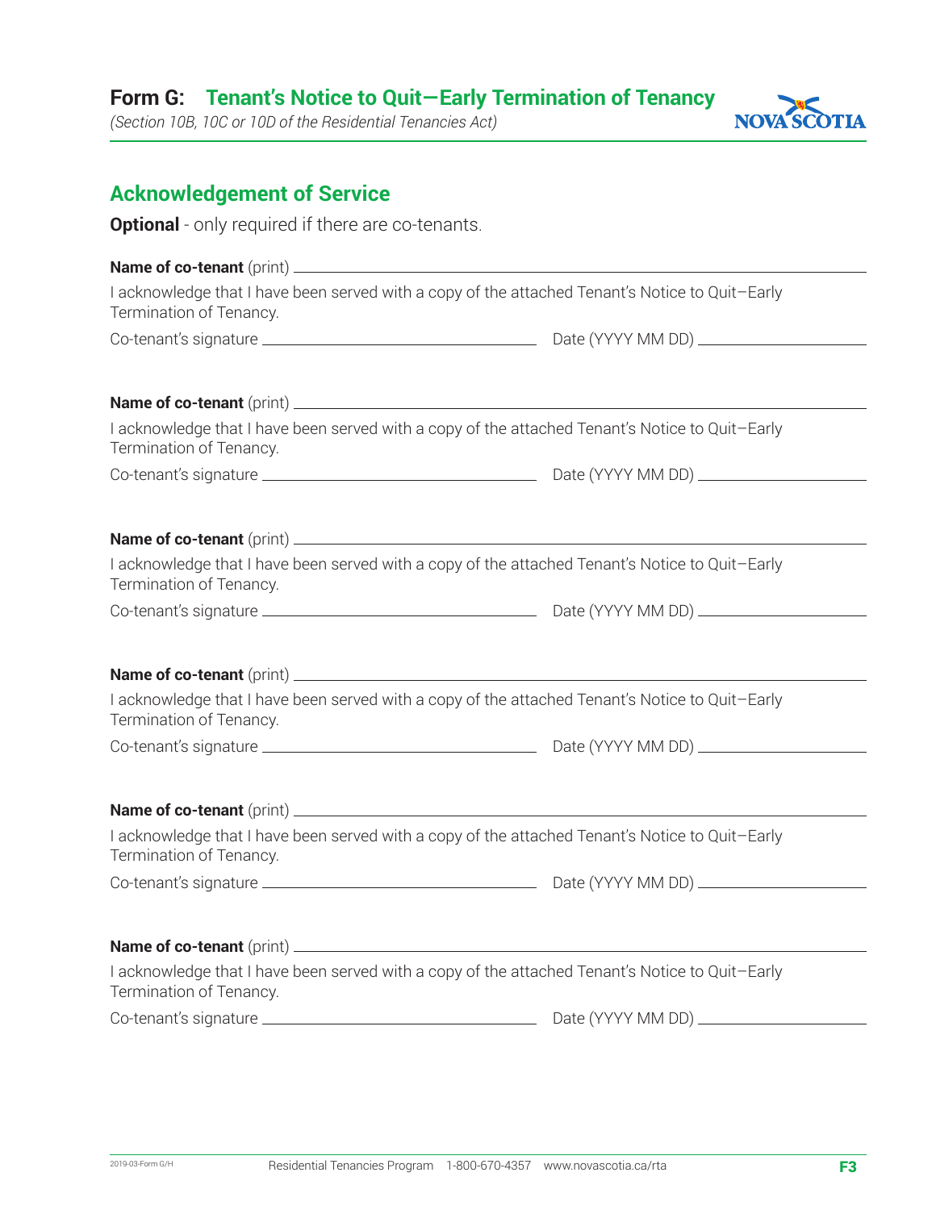**Form G: Tenant's Notice to Quit—Early Termination of Tenancy**
*(Section 10B, 10C or 10D of the Residential Tenancies Act)*

## Acknowledgement of Service

**Optional** - only required if there are co-tenants.

**Name of co-tenant** (print) ______________________________

I acknowledge that I have been served with a copy of the attached Tenant's Notice to Quit—Early Termination of Tenancy.

Co-tenant's signature ______________________ Date (YYYY MM DD) ______________

**Name of co-tenant** (print) ______________________________

I acknowledge that I have been served with a copy of the attached Tenant's Notice to Quit—Early Termination of Tenancy.

Co-tenant's signature ______________________ Date (YYYY MM DD) ______________

**Name of co-tenant** (print) ______________________________

I acknowledge that I have been served with a copy of the attached Tenant's Notice to Quit—Early Termination of Tenancy.

Co-tenant's signature ______________________ Date (YYYY MM DD) ______________

**Name of co-tenant** (print) ______________________________

I acknowledge that I have been served with a copy of the attached Tenant's Notice to Quit—Early Termination of Tenancy.

Co-tenant's signature ______________________ Date (YYYY MM DD) ______________

**Name of co-tenant** (print) ______________________________

I acknowledge that I have been served with a copy of the attached Tenant's Notice to Quit—Early Termination of Tenancy.

Co-tenant's signature ______________________ Date (YYYY MM DD) ______________

**Name of co-tenant** (print) ______________________________

I acknowledge that I have been served with a copy of the attached Tenant's Notice to Quit—Early Termination of Tenancy.

Co-tenant's signature ______________________ Date (YYYY MM DD) ______________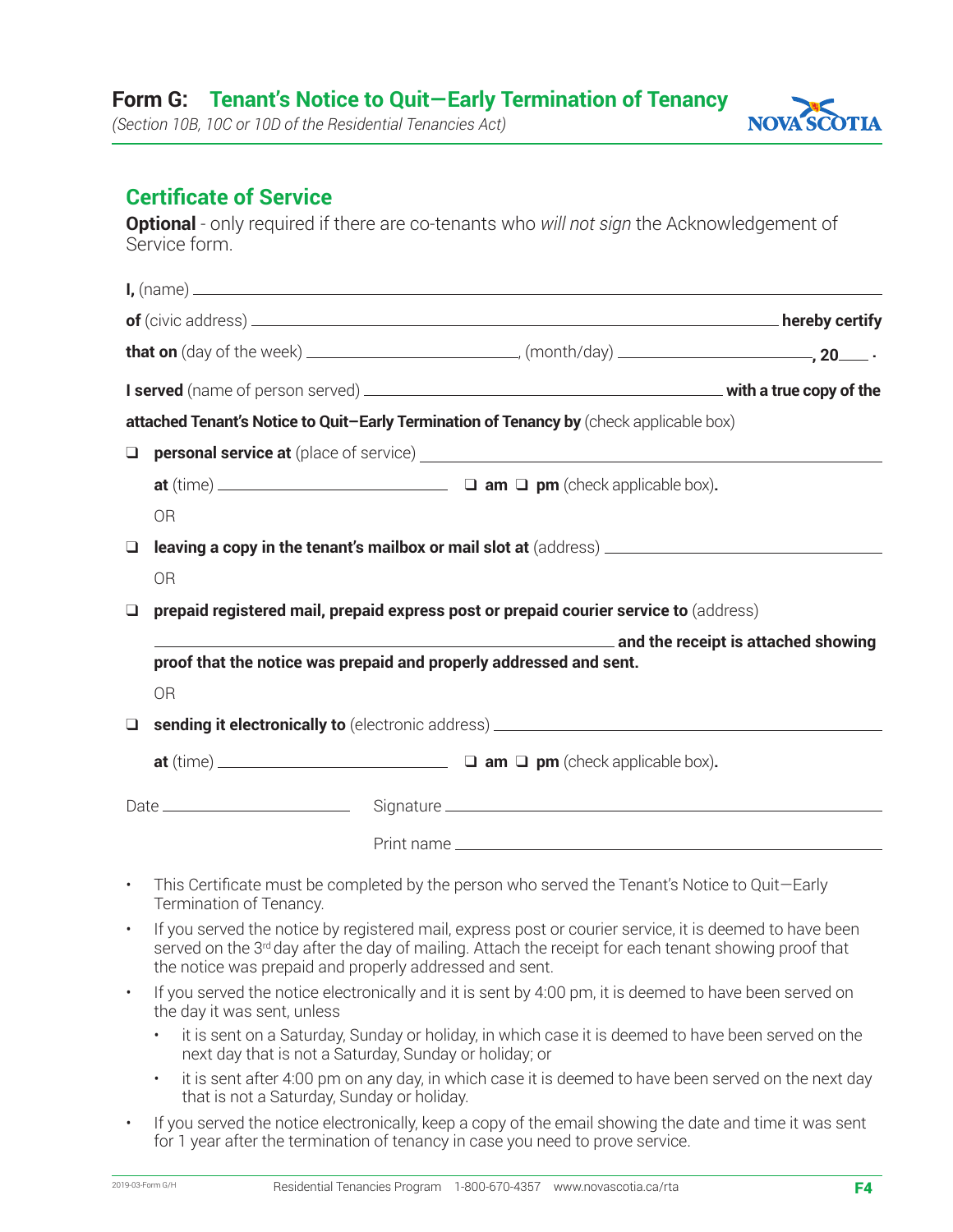# Form G: Tenant's Notice to Quit—Early Termination of Tenancy

*(Section 10B, 10C or 10D of the Residential Tenancies Act)*

## Certificate of Service

**Optional** - only required if there are co-tenants who *will not sign* the Acknowledgement of Service form.

**I,** (name) ______________________________________________

**of** (civic address) ______________________________________ **hereby certify**

**that on** (day of the week) ____________________, (month/day) ____________________**, 20**____ **.**

**I served** (name of person served) ______________________________ **with a true copy of the attached Tenant's Notice to Quit–Early Termination of Tenancy by** (check applicable box)

- ❑ **personal service at** (place of service) ______________________________

  **at** (time) ____________________ ❑ **am** ❑ **pm** (check applicable box)**.**

  OR

- ❑ **leaving a copy in the tenant's mailbox or mail slot at** (address) ______________________________

  OR

- ❑ **prepaid registered mail, prepaid express post or prepaid courier service to** (address)

  ______________________________ **and the receipt is attached showing proof that the notice was prepaid and properly addressed and sent.**

  OR

- ❑ **sending it electronically to** (electronic address) ______________________________

  **at** (time) ____________________ ❑ **am** ❑ **pm** (check applicable box)**.**

Date ____________________ Signature ______________________________

Print name ______________________________

- This Certificate must be completed by the person who served the Tenant's Notice to Quit—Early Termination of Tenancy.
- If you served the notice by registered mail, express post or courier service, it is deemed to have been served on the 3rd day after the day of mailing. Attach the receipt for each tenant showing proof that the notice was prepaid and properly addressed and sent.
- If you served the notice electronically and it is sent by 4:00 pm, it is deemed to have been served on the day it was sent, unless
  - it is sent on a Saturday, Sunday or holiday, in which case it is deemed to have been served on the next day that is not a Saturday, Sunday or holiday; or
  - it is sent after 4:00 pm on any day, in which case it is deemed to have been served on the next day that is not a Saturday, Sunday or holiday.
- If you served the notice electronically, keep a copy of the email showing the date and time it was sent for 1 year after the termination of tenancy in case you need to prove service.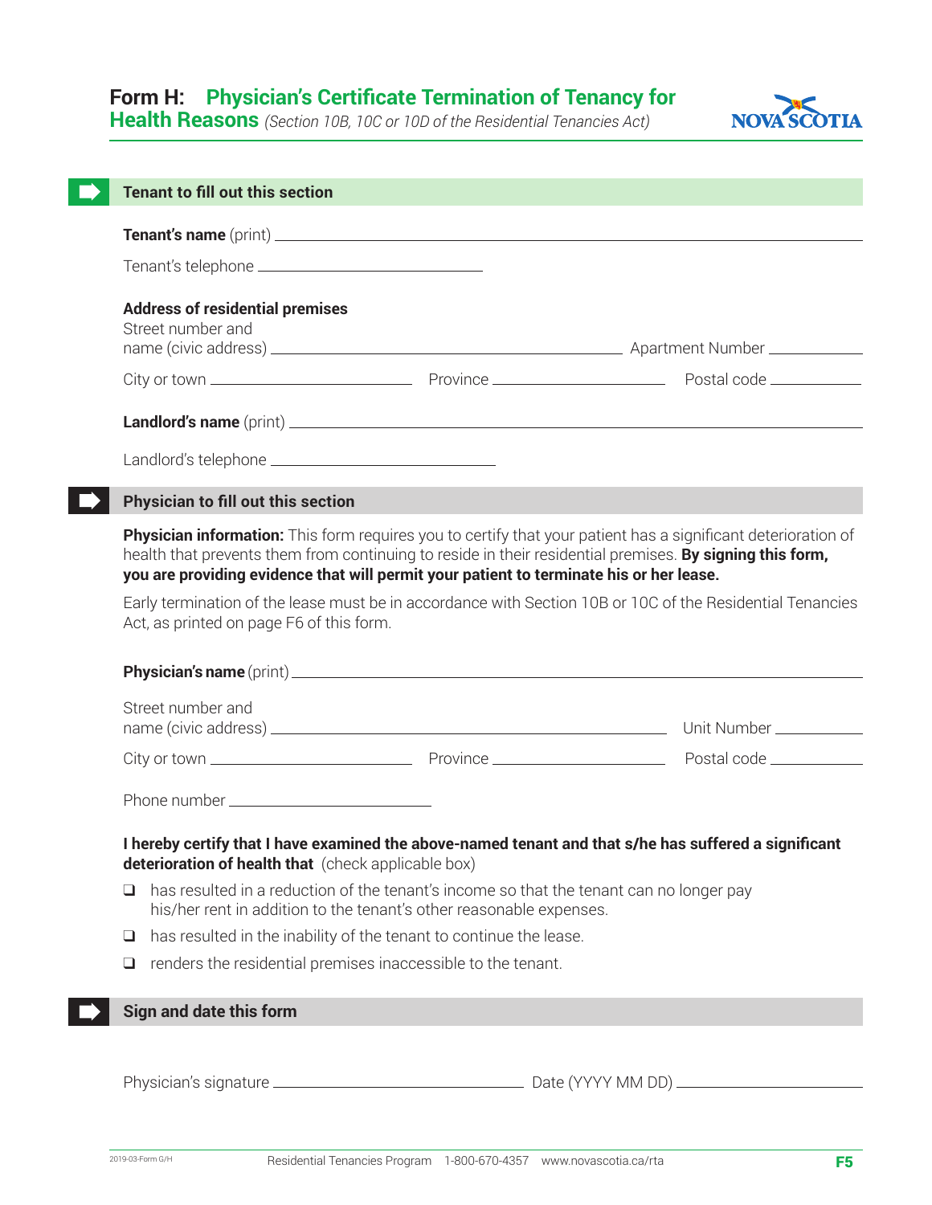# Form H: Physician's Certificate Termination of Tenancy for Health Reasons

*(Section 10B, 10C or 10D of the Residential Tenancies Act)*

NOVA SCOTIA

## Tenant to fill out this section

**Tenant's name** (print) ______________________________

Tenant's telephone ______________________________

**Address of residential premises**

Street number and name (civic address) ______________________________ Apartment Number __________

City or town ______________ Province ______________ Postal code __________

**Landlord's name** (print) ______________________________

Landlord's telephone ______________________________

## Physician to fill out this section

**Physician information:** This form requires you to certify that your patient has a significant deterioration of health that prevents them from continuing to reside in their residential premises. **By signing this form, you are providing evidence that will permit your patient to terminate his or her lease.**

Early termination of the lease must be in accordance with Section 10B or 10C of the Residential Tenancies Act, as printed on page F6 of this form.

**Physician's name** (print) ______________________________

Street number and name (civic address) ______________________________ Unit Number __________

City or town ______________ Province ______________ Postal code __________

Phone number ______________________________

**I hereby certify that I have examined the above-named tenant and that s/he has suffered a significant deterioration of health that** (check applicable box)

- ❑ has resulted in a reduction of the tenant's income so that the tenant can no longer pay his/her rent in addition to the tenant's other reasonable expenses.
- ❑ has resulted in the inability of the tenant to continue the lease.
- ❑ renders the residential premises inaccessible to the tenant.

## Sign and date this form

Physician's signature ______________________________ Date (YYYY MM DD) ______________________________

2019-03-Form G/H

Residential Tenancies Program 1-800-670-4357 www.novascotia.ca/rta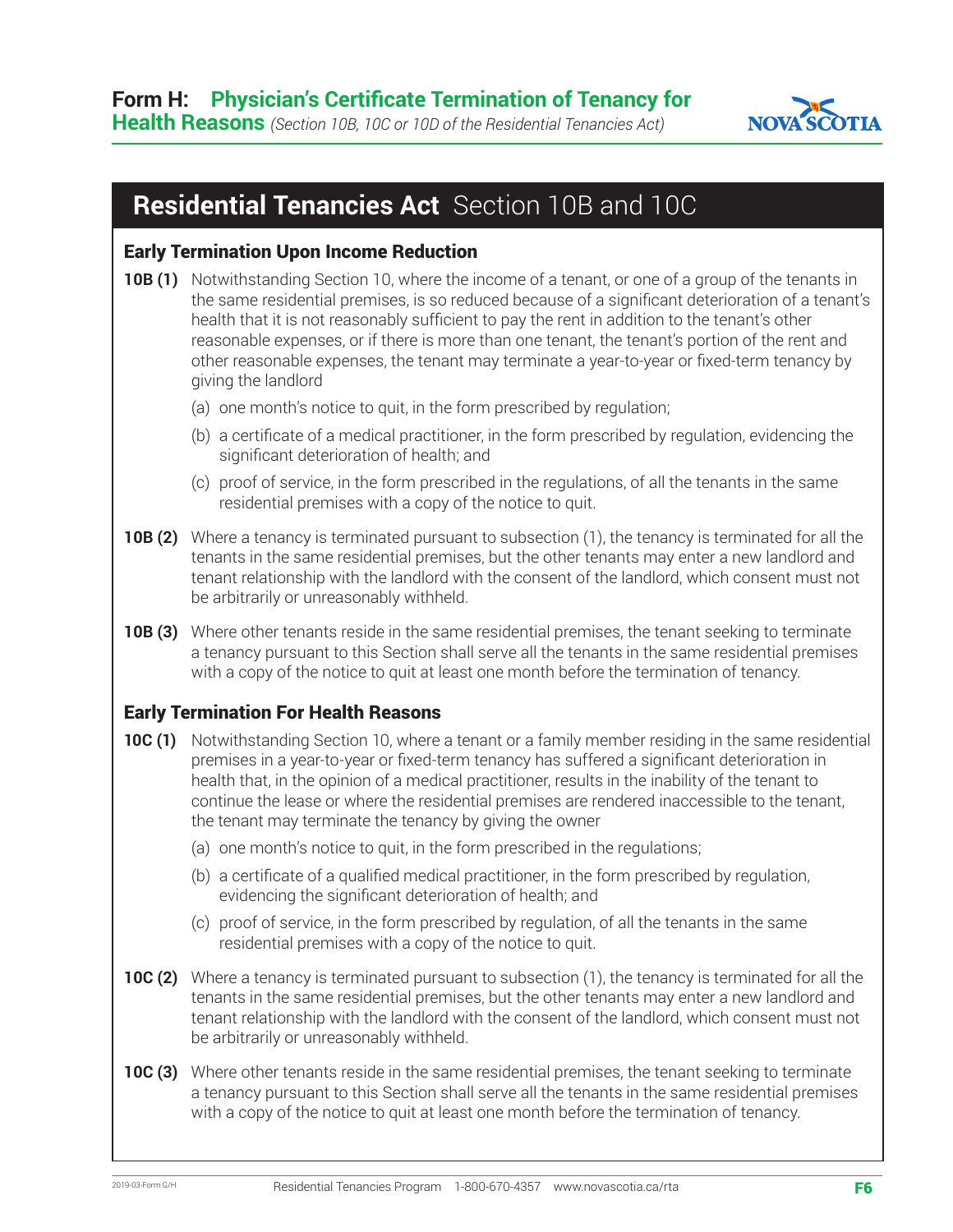# Form H: Physician's Certificate Termination of Tenancy for Health Reasons *(Section 10B, 10C or 10D of the Residential Tenancies Act)*

## Residential Tenancies Act Section 10B and 10C

### Early Termination Upon Income Reduction

**10B (1)** Notwithstanding Section 10, where the income of a tenant, or one of a group of the tenants in the same residential premises, is so reduced because of a significant deterioration of a tenant's health that it is not reasonably sufficient to pay the rent in addition to the tenant's other reasonable expenses, or if there is more than one tenant, the tenant's portion of the rent and other reasonable expenses, the tenant may terminate a year-to-year or fixed-term tenancy by giving the landlord

(a) one month's notice to quit, in the form prescribed by regulation;

(b) a certificate of a medical practitioner, in the form prescribed by regulation, evidencing the significant deterioration of health; and

(c) proof of service, in the form prescribed in the regulations, of all the tenants in the same residential premises with a copy of the notice to quit.

**10B (2)** Where a tenancy is terminated pursuant to subsection (1), the tenancy is terminated for all the tenants in the same residential premises, but the other tenants may enter a new landlord and tenant relationship with the landlord with the consent of the landlord, which consent must not be arbitrarily or unreasonably withheld.

**10B (3)** Where other tenants reside in the same residential premises, the tenant seeking to terminate a tenancy pursuant to this Section shall serve all the tenants in the same residential premises with a copy of the notice to quit at least one month before the termination of tenancy.

### Early Termination For Health Reasons

**10C (1)** Notwithstanding Section 10, where a tenant or a family member residing in the same residential premises in a year-to-year or fixed-term tenancy has suffered a significant deterioration in health that, in the opinion of a medical practitioner, results in the inability of the tenant to continue the lease or where the residential premises are rendered inaccessible to the tenant, the tenant may terminate the tenancy by giving the owner

(a) one month's notice to quit, in the form prescribed in the regulations;

(b) a certificate of a qualified medical practitioner, in the form prescribed by regulation, evidencing the significant deterioration of health; and

(c) proof of service, in the form prescribed by regulation, of all the tenants in the same residential premises with a copy of the notice to quit.

**10C (2)** Where a tenancy is terminated pursuant to subsection (1), the tenancy is terminated for all the tenants in the same residential premises, but the other tenants may enter a new landlord and tenant relationship with the landlord with the consent of the landlord, which consent must not be arbitrarily or unreasonably withheld.

**10C (3)** Where other tenants reside in the same residential premises, the tenant seeking to terminate a tenancy pursuant to this Section shall serve all the tenants in the same residential premises with a copy of the notice to quit at least one month before the termination of tenancy.